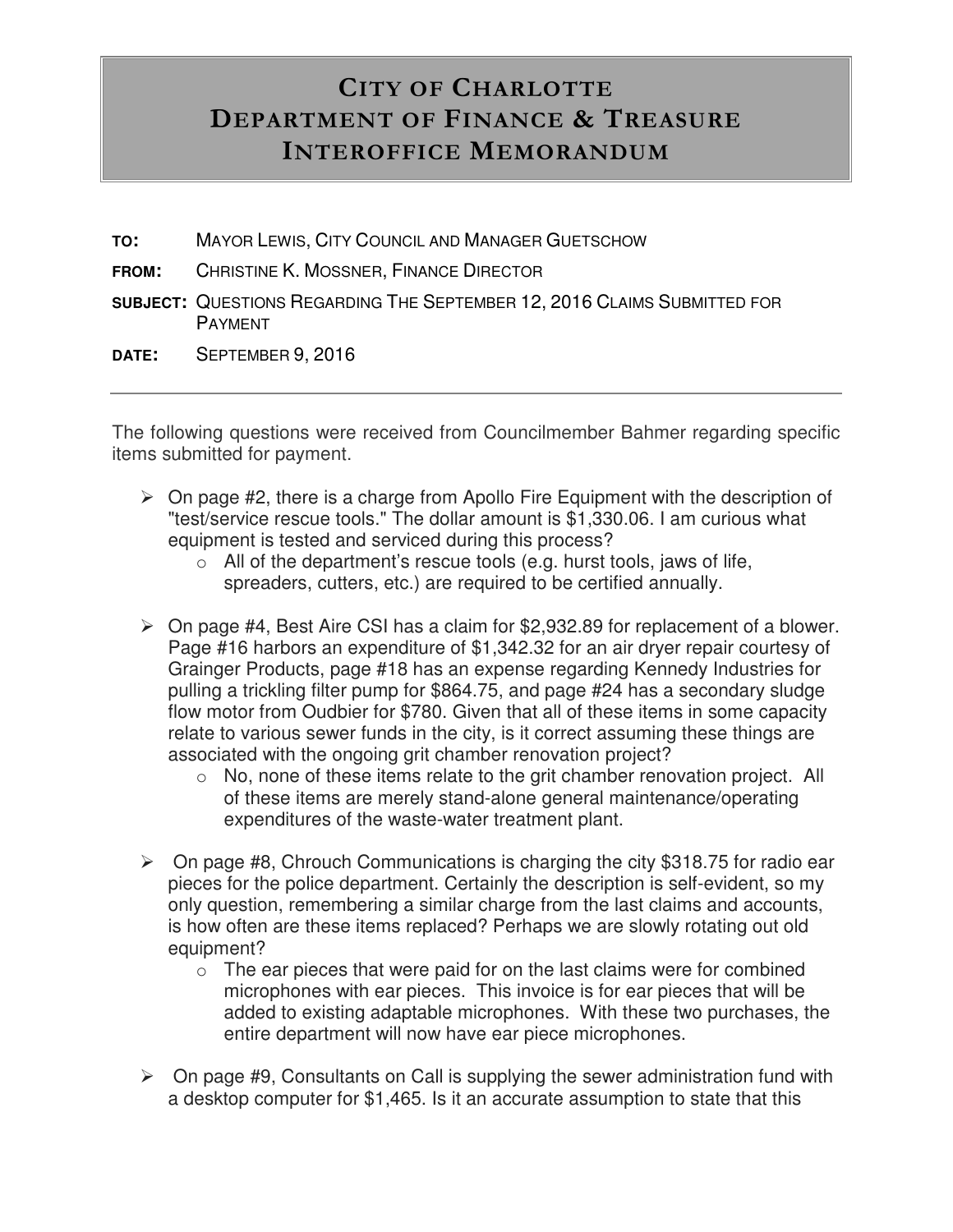# City of Charlotte
# Department of Finance & Treasure
# Interoffice Memorandum

**TO:** MAYOR LEWIS, CITY COUNCIL AND MANAGER GUETSCHOW

**FROM:** CHRISTINE K. MOSSNER, FINANCE DIRECTOR

**SUBJECT:** QUESTIONS REGARDING THE SEPTEMBER 12, 2016 CLAIMS SUBMITTED FOR PAYMENT

**DATE:** SEPTEMBER 9, 2016

---

The following questions were received from Councilmember Bahmer regarding specific items submitted for payment.

- On page #2, there is a charge from Apollo Fire Equipment with the description of "test/service rescue tools." The dollar amount is $1,330.06. I am curious what equipment is tested and serviced during this process?
  - All of the department's rescue tools (e.g. hurst tools, jaws of life, spreaders, cutters, etc.) are required to be certified annually.

- On page #4, Best Aire CSI has a claim for $2,932.89 for replacement of a blower. Page #16 harbors an expenditure of $1,342.32 for an air dryer repair courtesy of Grainger Products, page #18 has an expense regarding Kennedy Industries for pulling a trickling filter pump for $864.75, and page #24 has a secondary sludge flow motor from Oudbier for $780. Given that all of these items in some capacity relate to various sewer funds in the city, is it correct assuming these things are associated with the ongoing grit chamber renovation project?
  - No, none of these items relate to the grit chamber renovation project. All of these items are merely stand-alone general maintenance/operating expenditures of the waste-water treatment plant.

- On page #8, Chrouch Communications is charging the city $318.75 for radio ear pieces for the police department. Certainly the description is self-evident, so my only question, remembering a similar charge from the last claims and accounts, is how often are these items replaced? Perhaps we are slowly rotating out old equipment?
  - The ear pieces that were paid for on the last claims were for combined microphones with ear pieces. This invoice is for ear pieces that will be added to existing adaptable microphones. With these two purchases, the entire department will now have ear piece microphones.

- On page #9, Consultants on Call is supplying the sewer administration fund with a desktop computer for $1,465. Is it an accurate assumption to state that this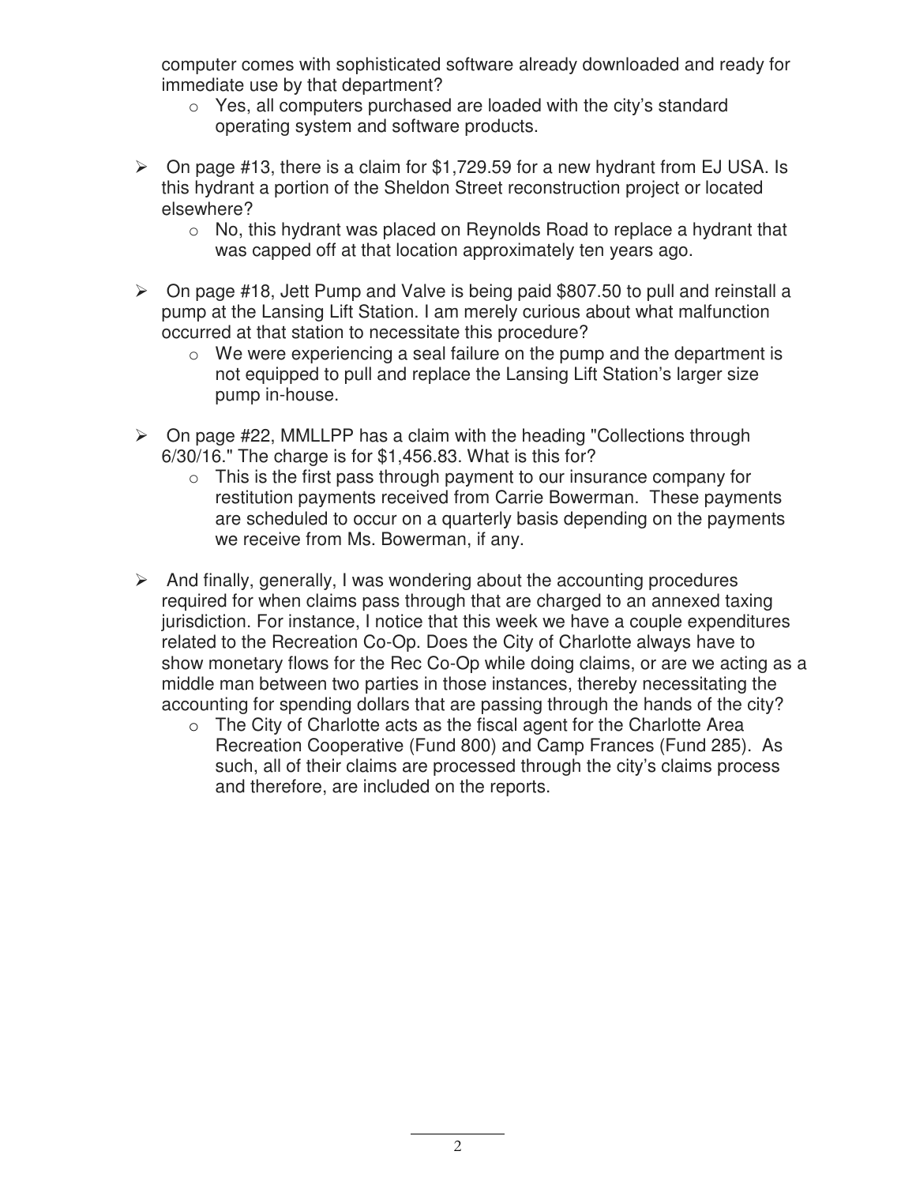computer comes with sophisticated software already downloaded and ready for immediate use by that department?

- Yes, all computers purchased are loaded with the city's standard operating system and software products.

- On page #13, there is a claim for $1,729.59 for a new hydrant from EJ USA. Is this hydrant a portion of the Sheldon Street reconstruction project or located elsewhere?
  - No, this hydrant was placed on Reynolds Road to replace a hydrant that was capped off at that location approximately ten years ago.

- On page #18, Jett Pump and Valve is being paid $807.50 to pull and reinstall a pump at the Lansing Lift Station. I am merely curious about what malfunction occurred at that station to necessitate this procedure?
  - We were experiencing a seal failure on the pump and the department is not equipped to pull and replace the Lansing Lift Station's larger size pump in-house.

- On page #22, MMLLPP has a claim with the heading "Collections through 6/30/16." The charge is for $1,456.83. What is this for?
  - This is the first pass through payment to our insurance company for restitution payments received from Carrie Bowerman. These payments are scheduled to occur on a quarterly basis depending on the payments we receive from Ms. Bowerman, if any.

- And finally, generally, I was wondering about the accounting procedures required for when claims pass through that are charged to an annexed taxing jurisdiction. For instance, I notice that this week we have a couple expenditures related to the Recreation Co-Op. Does the City of Charlotte always have to show monetary flows for the Rec Co-Op while doing claims, or are we acting as a middle man between two parties in those instances, thereby necessitating the accounting for spending dollars that are passing through the hands of the city?
  - The City of Charlotte acts as the fiscal agent for the Charlotte Area Recreation Cooperative (Fund 800) and Camp Frances (Fund 285). As such, all of their claims are processed through the city's claims process and therefore, are included on the reports.